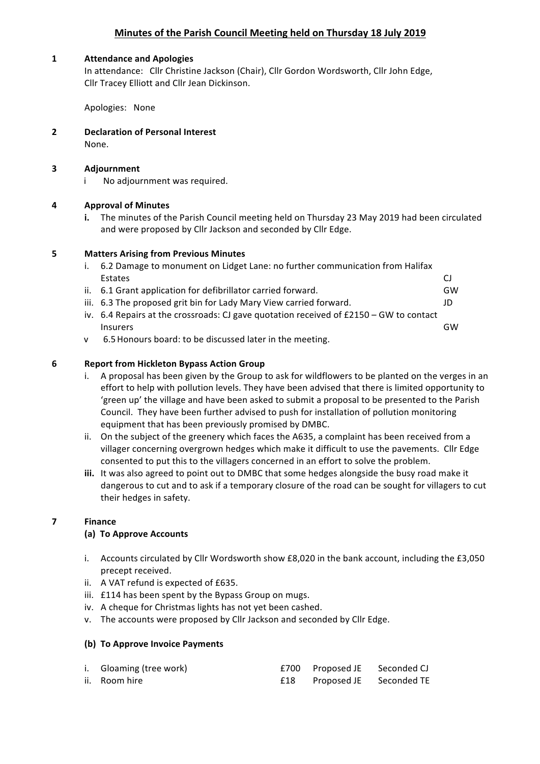# Minutes of the Parish Council Meeting held on Thursday 18 July 2019

## 1 Attendance and Apologies

In attendance: Cllr Christine Jackson (Chair), Cllr Gordon Wordsworth, Cllr John Edge, Cllr Tracey Elliott and Cllr Jean Dickinson.

Apologies: None

## 2 Declaration of Personal Interest

None.

## 3 Adjournment

i No adjournment was required.

## 4 Approval of Minutes

**i.** The minutes of the Parish Council meeting held on Thursday 23 May 2019 had been circulated and were proposed by Cllr Jackson and seconded by Cllr Edge.

## 5 Matters Arising from Previous Minutes

i. 6.2 Damage to monument on Lidget Lane: no further communication from Halifax Estates — CJ

ii. 6.1 Grant application for defibrillator carried forward. — GW

iii. 6.3 The proposed grit bin for Lady Mary View carried forward. — JD

iv. 6.4 Repairs at the crossroads: CJ gave quotation received of £2150 – GW to contact Insurers — GW

v 6.5 Honours board: to be discussed later in the meeting.

## 6 Report from Hickleton Bypass Action Group

i. A proposal has been given by the Group to ask for wildflowers to be planted on the verges in an effort to help with pollution levels. They have been advised that there is limited opportunity to 'green up' the village and have been asked to submit a proposal to be presented to the Parish Council. They have been further advised to push for installation of pollution monitoring equipment that has been previously promised by DMBC.

ii. On the subject of the greenery which faces the A635, a complaint has been received from a villager concerning overgrown hedges which make it difficult to use the pavements. Cllr Edge consented to put this to the villagers concerned in an effort to solve the problem.

**iii.** It was also agreed to point out to DMBC that some hedges alongside the busy road make it dangerous to cut and to ask if a temporary closure of the road can be sought for villagers to cut their hedges in safety.

## 7 Finance

### (a) To Approve Accounts

i. Accounts circulated by Cllr Wordsworth show £8,020 in the bank account, including the £3,050 precept received.

ii. A VAT refund is expected of £635.

iii. £114 has been spent by the Bypass Group on mugs.

iv. A cheque for Christmas lights has not yet been cashed.

v. The accounts were proposed by Cllr Jackson and seconded by Cllr Edge.

### (b) To Approve Invoice Payments

| | | | |
|---|---|---|---|
| i. Gloaming (tree work) | £700 | Proposed JE | Seconded CJ |
| ii. Room hire | £18 | Proposed JE | Seconded TE |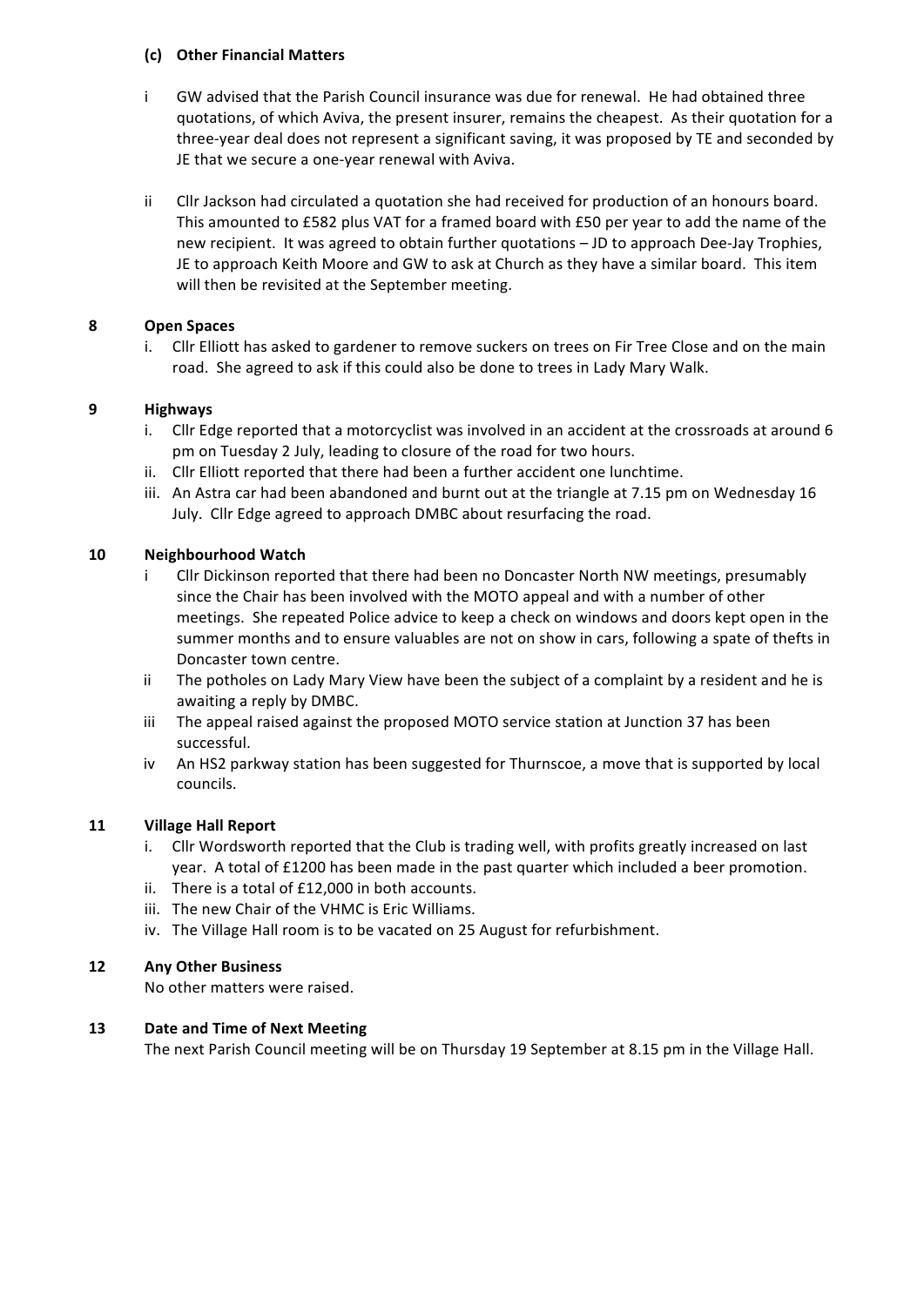### (c) Other Financial Matters

i GW advised that the Parish Council insurance was due for renewal. He had obtained three quotations, of which Aviva, the present insurer, remains the cheapest. As their quotation for a three-year deal does not represent a significant saving, it was proposed by TE and seconded by JE that we secure a one-year renewal with Aviva.

ii Cllr Jackson had circulated a quotation she had received for production of an honours board. This amounted to £582 plus VAT for a framed board with £50 per year to add the name of the new recipient. It was agreed to obtain further quotations – JD to approach Dee-Jay Trophies, JE to approach Keith Moore and GW to ask at Church as they have a similar board. This item will then be revisited at the September meeting.

### 8 Open Spaces

i. Cllr Elliott has asked to gardener to remove suckers on trees on Fir Tree Close and on the main road. She agreed to ask if this could also be done to trees in Lady Mary Walk.

### 9 Highways

i. Cllr Edge reported that a motorcyclist was involved in an accident at the crossroads at around 6 pm on Tuesday 2 July, leading to closure of the road for two hours.
ii. Cllr Elliott reported that there had been a further accident one lunchtime.
iii. An Astra car had been abandoned and burnt out at the triangle at 7.15 pm on Wednesday 16 July. Cllr Edge agreed to approach DMBC about resurfacing the road.

### 10 Neighbourhood Watch

i Cllr Dickinson reported that there had been no Doncaster North NW meetings, presumably since the Chair has been involved with the MOTO appeal and with a number of other meetings. She repeated Police advice to keep a check on windows and doors kept open in the summer months and to ensure valuables are not on show in cars, following a spate of thefts in Doncaster town centre.

ii The potholes on Lady Mary View have been the subject of a complaint by a resident and he is awaiting a reply by DMBC.

iii The appeal raised against the proposed MOTO service station at Junction 37 has been successful.

iv An HS2 parkway station has been suggested for Thurnscoe, a move that is supported by local councils.

### 11 Village Hall Report

i. Cllr Wordsworth reported that the Club is trading well, with profits greatly increased on last year. A total of £1200 has been made in the past quarter which included a beer promotion.
ii. There is a total of £12,000 in both accounts.
iii. The new Chair of the VHMC is Eric Williams.
iv. The Village Hall room is to be vacated on 25 August for refurbishment.

### 12 Any Other Business

No other matters were raised.

### 13 Date and Time of Next Meeting

The next Parish Council meeting will be on Thursday 19 September at 8.15 pm in the Village Hall.